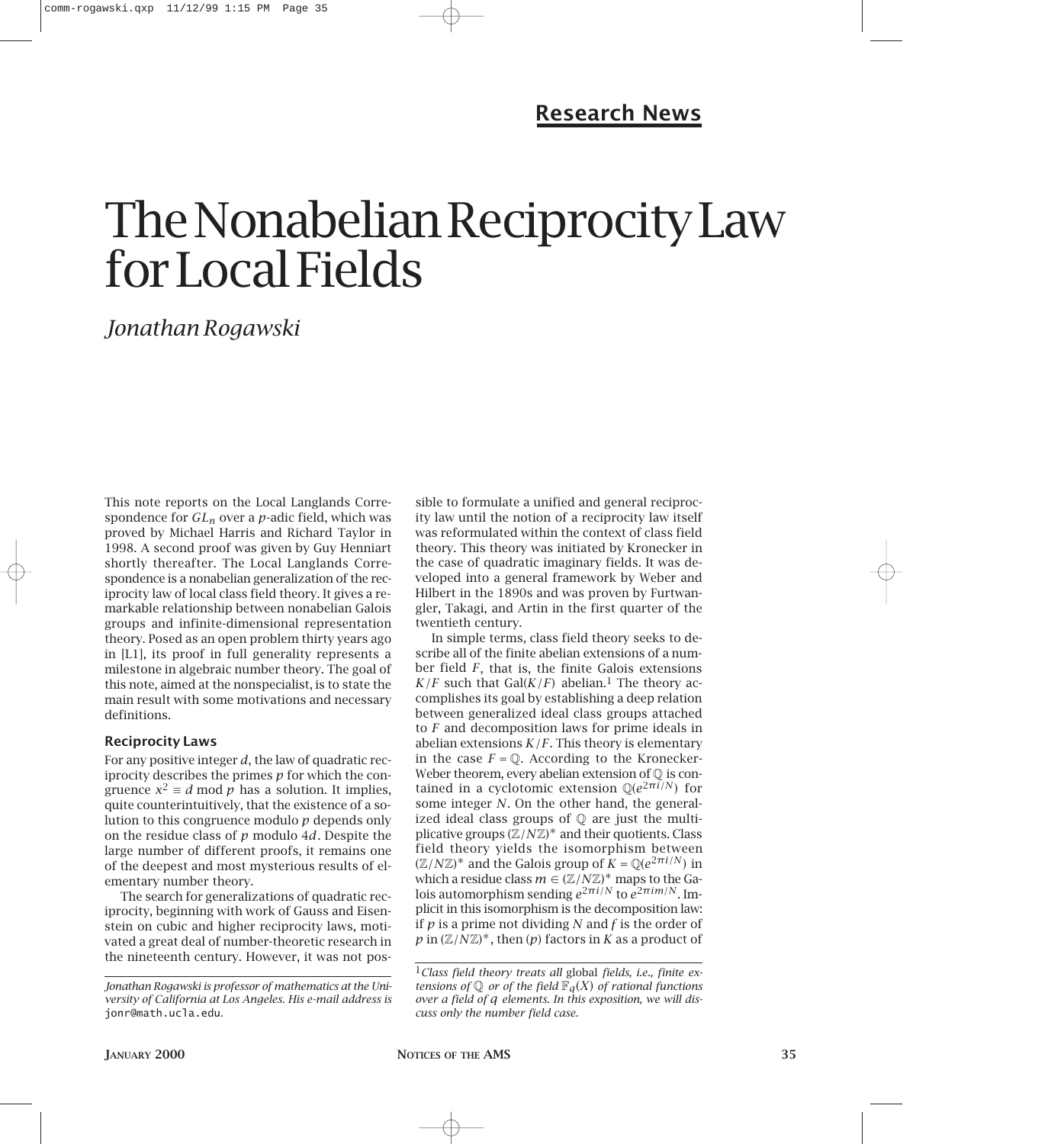Research News

# The Nonabelian Reciprocity Law for Local Fields

*Jonathan Rogawski*

This note reports on the Local Langlands Correspondence for $GL_n$ over a $p$-adic field, which was proved by Michael Harris and Richard Taylor in 1998. A second proof was given by Guy Henniart shortly thereafter. The Local Langlands Correspondence is a nonabelian generalization of the reciprocity law of local class field theory. It gives a remarkable relationship between nonabelian Galois groups and infinite-dimensional representation theory. Posed as an open problem thirty years ago in [L1], its proof in full generality represents a milestone in algebraic number theory. The goal of this note, aimed at the nonspecialist, is to state the main result with some motivations and necessary definitions.

### Reciprocity Laws

For any positive integer $d$, the law of quadratic reciprocity describes the primes $p$ for which the congruence $x^2 \equiv d \bmod p$ has a solution. It implies, quite counterintuitively, that the existence of a solution to this congruence modulo $p$ depends only on the residue class of $p$ modulo $4d$. Despite the large number of different proofs, it remains one of the deepest and most mysterious results of elementary number theory.

The search for generalizations of quadratic reciprocity, beginning with work of Gauss and Eisenstein on cubic and higher reciprocity laws, motivated a great deal of number-theoretic research in the nineteenth century. However, it was not possible to formulate a unified and general reciprocity law until the notion of a reciprocity law itself was reformulated within the context of class field theory. This theory was initiated by Kronecker in the case of quadratic imaginary fields. It was developed into a general framework by Weber and Hilbert in the 1890s and was proven by Furtwangler, Takagi, and Artin in the first quarter of the twentieth century.

In simple terms, class field theory seeks to describe all of the finite abelian extensions of a number field $F$, that is, the finite Galois extensions $K/F$ such that $\mathrm{Gal}(K/F)$ abelian.[1] The theory accomplishes its goal by establishing a deep relation between generalized ideal class groups attached to $F$ and decomposition laws for prime ideals in abelian extensions $K/F$. This theory is elementary in the case $F = \mathbb{Q}$. According to the Kronecker-Weber theorem, every abelian extension of $\mathbb{Q}$ is contained in a cyclotomic extension $\mathbb{Q}(e^{2\pi i/N})$ for some integer $N$. On the other hand, the generalized ideal class groups of $\mathbb{Q}$ are just the multiplicative groups $(\mathbb{Z}/N\mathbb{Z})^*$ and their quotients. Class field theory yields the isomorphism between $(\mathbb{Z}/N\mathbb{Z})^*$ and the Galois group of $K = \mathbb{Q}(e^{2\pi i/N})$ in which a residue class $m \in (\mathbb{Z}/N\mathbb{Z})^*$ maps to the Galois automorphism sending $e^{2\pi i/N}$ to $e^{2\pi im/N}$. Implicit in this isomorphism is the decomposition law: if $p$ is a prime not dividing $N$ and $f$ is the order of $p$ in $(\mathbb{Z}/N\mathbb{Z})^*$, then $(p)$ factors in $K$ as a product of

---

*Jonathan Rogawski is professor of mathematics at the University of California at Los Angeles. His e-mail address is* jonr@math.ucla.edu.

[1] *Class field theory treats all* global *fields, i.e., finite extensions of $\mathbb{Q}$ or of the field $\mathbb{F}_q(X)$ of rational functions over a field of $q$ elements. In this exposition, we will discuss only the number field case.*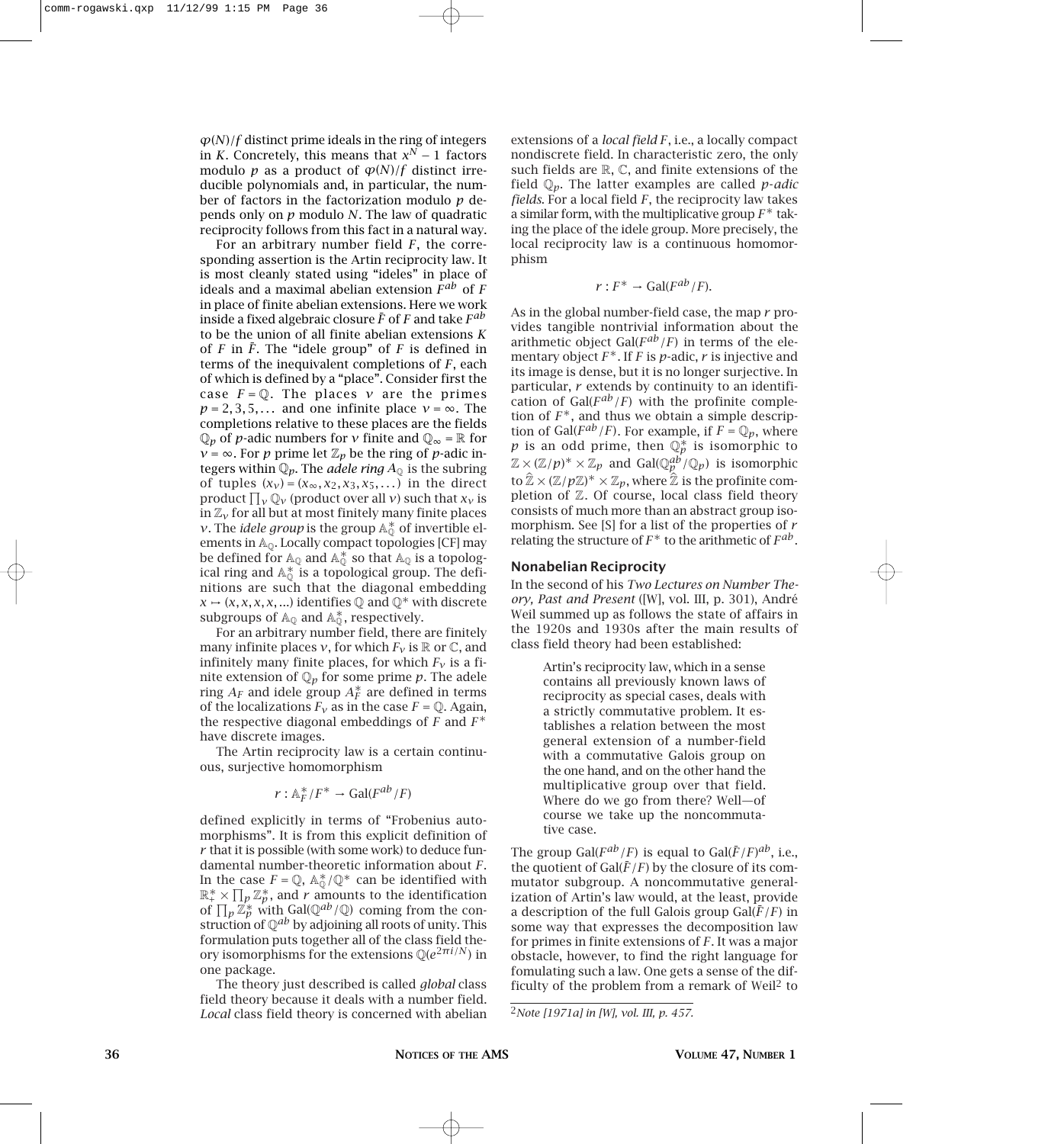$\varphi(N)/f$ distinct prime ideals in the ring of integers in $K$. Concretely, this means that $x^N - 1$ factors modulo $p$ as a product of $\varphi(N)/f$ distinct irreducible polynomials and, in particular, the number of factors in the factorization modulo $p$ depends only on $p$ modulo $N$. The law of quadratic reciprocity follows from this fact in a natural way.

For an arbitrary number field $F$, the corresponding assertion is the Artin reciprocity law. It is most cleanly stated using "ideles" in place of ideals and a maximal abelian extension $F^{ab}$ of $F$ in place of finite abelian extensions. Here we work inside a fixed algebraic closure $\bar{F}$ of $F$ and take $F^{ab}$ to be the union of all finite abelian extensions $K$ of $F$ in $\bar{F}$. The "idele group" of $F$ is defined in terms of the inequivalent completions of $F$, each of which is defined by a "place". Consider first the case $F = \mathbb{Q}$. The places $v$ are the primes $p = 2, 3, 5, \ldots$ and one infinite place $v = \infty$. The completions relative to these places are the fields $\mathbb{Q}_p$ of $p$-adic numbers for $v$ finite and $\mathbb{Q}_\infty = \mathbb{R}$ for $v = \infty$. For $p$ prime let $\mathbb{Z}_p$ be the ring of $p$-adic integers within $\mathbb{Q}_p$. The *adele ring* $A_{\mathbb{Q}}$ is the subring of tuples $(x_v) = (x_\infty, x_2, x_3, x_5, \ldots)$ in the direct product $\prod_v \mathbb{Q}_v$ (product over all $v$) such that $x_v$ is in $\mathbb{Z}_v$ for all but at most finitely many finite places $v$. The *idele group* is the group $\mathbb{A}_{\mathbb{Q}}^*$ of invertible elements in $\mathbb{A}_{\mathbb{Q}}$. Locally compact topologies [CF] may be defined for $\mathbb{A}_{\mathbb{Q}}$ and $\mathbb{A}_{\mathbb{Q}}^*$ so that $\mathbb{A}_{\mathbb{Q}}$ is a topological ring and $\mathbb{A}_{\mathbb{Q}}^*$ is a topological group. The definitions are such that the diagonal embedding $x \mapsto (x, x, x, x, \ldots)$ identifies $\mathbb{Q}$ and $\mathbb{Q}^*$ with discrete subgroups of $\mathbb{A}_{\mathbb{Q}}$ and $\mathbb{A}_{\mathbb{Q}}^*$, respectively.

For an arbitrary number field, there are finitely many infinite places $v$, for which $F_v$ is $\mathbb{R}$ or $\mathbb{C}$, and infinitely many finite places, for which $F_v$ is a finite extension of $\mathbb{Q}_p$ for some prime $p$. The adele ring $A_F$ and idele group $A_F^*$ are defined in terms of the localizations $F_v$ as in the case $F = \mathbb{Q}$. Again, the respective diagonal embeddings of $F$ and $F^*$ have discrete images.

The Artin reciprocity law is a certain continuous, surjective homomorphism

$$r : \mathbb{A}_F^*/F^* \to \mathrm{Gal}(F^{ab}/F)$$

defined explicitly in terms of "Frobenius automorphisms". It is from this explicit definition of $r$ that it is possible (with some work) to deduce fundamental number-theoretic information about $F$. In the case $F = \mathbb{Q}$, $\mathbb{A}_{\mathbb{Q}}^*/\mathbb{Q}^*$ can be identified with $\mathbb{R}_+^* \times \prod_p \mathbb{Z}_p^*$, and $r$ amounts to the identification of $\prod_p \mathbb{Z}_p^*$ with $\mathrm{Gal}(\mathbb{Q}^{ab}/\mathbb{Q})$ coming from the construction of $\mathbb{Q}^{ab}$ by adjoining all roots of unity. This formulation puts together all of the class field theory isomorphisms for the extensions $\mathbb{Q}(e^{2\pi i/N})$ in one package.

The theory just described is called *global* class field theory because it deals with a number field. *Local* class field theory is concerned with abelian extensions of a *local field* $F$, i.e., a locally compact nondiscrete field. In characteristic zero, the only such fields are $\mathbb{R}$, $\mathbb{C}$, and finite extensions of the field $\mathbb{Q}_p$. The latter examples are called *p-adic fields*. For a local field $F$, the reciprocity law takes a similar form, with the multiplicative group $F^*$ taking the place of the idele group. More precisely, the local reciprocity law is a continuous homomorphism

$$r : F^* \to \mathrm{Gal}(F^{ab}/F).$$

As in the global number-field case, the map $r$ provides tangible nontrivial information about the arithmetic object $\mathrm{Gal}(F^{ab}/F)$ in terms of the elementary object $F^*$. If $F$ is $p$-adic, $r$ is injective and its image is dense, but it is no longer surjective. In particular, $r$ extends by continuity to an identification of $\mathrm{Gal}(F^{ab}/F)$ with the profinite completion of $F^*$, and thus we obtain a simple description of $\mathrm{Gal}(F^{ab}/F)$. For example, if $F = \mathbb{Q}_p$, where $p$ is an odd prime, then $\mathbb{Q}_p^*$ is isomorphic to $\mathbb{Z} \times (\mathbb{Z}/p)^* \times \mathbb{Z}_p$ and $\mathrm{Gal}(\mathbb{Q}_p^{ab}/\mathbb{Q}_p)$ is isomorphic to $\hat{\mathbb{Z}} \times (\mathbb{Z}/p\mathbb{Z})^* \times \mathbb{Z}_p$, where $\hat{\mathbb{Z}}$ is the profinite completion of $\mathbb{Z}$. Of course, local class field theory consists of much more than an abstract group isomorphism. See [S] for a list of the properties of $r$ relating the structure of $F^*$ to the arithmetic of $F^{ab}$.

## Nonabelian Reciprocity

In the second of his *Two Lectures on Number Theory, Past and Present* ([W], vol. III, p. 301), André Weil summed up as follows the state of affairs in the 1920s and 1930s after the main results of class field theory had been established:

> Artin's reciprocity law, which in a sense contains all previously known laws of reciprocity as special cases, deals with a strictly commutative problem. It establishes a relation between the most general extension of a number-field with a commutative Galois group on the one hand, and on the other hand the multiplicative group over that field. Where do we go from there? Well—of course we take up the noncommutative case.

The group $\mathrm{Gal}(F^{ab}/F)$ is equal to $\mathrm{Gal}(\bar{F}/F)^{ab}$, i.e., the quotient of $\mathrm{Gal}(\bar{F}/F)$ by the closure of its commutator subgroup. A noncommutative generalization of Artin's law would, at the least, provide a description of the full Galois group $\mathrm{Gal}(\bar{F}/F)$ in some way that expresses the decomposition law for primes in finite extensions of $F$. It was a major obstacle, however, to find the right language for fomulating such a law. One gets a sense of the difficulty of the problem from a remark of Weil[2] to

[2] *Note [1971a] in [W], vol. III, p. 457.*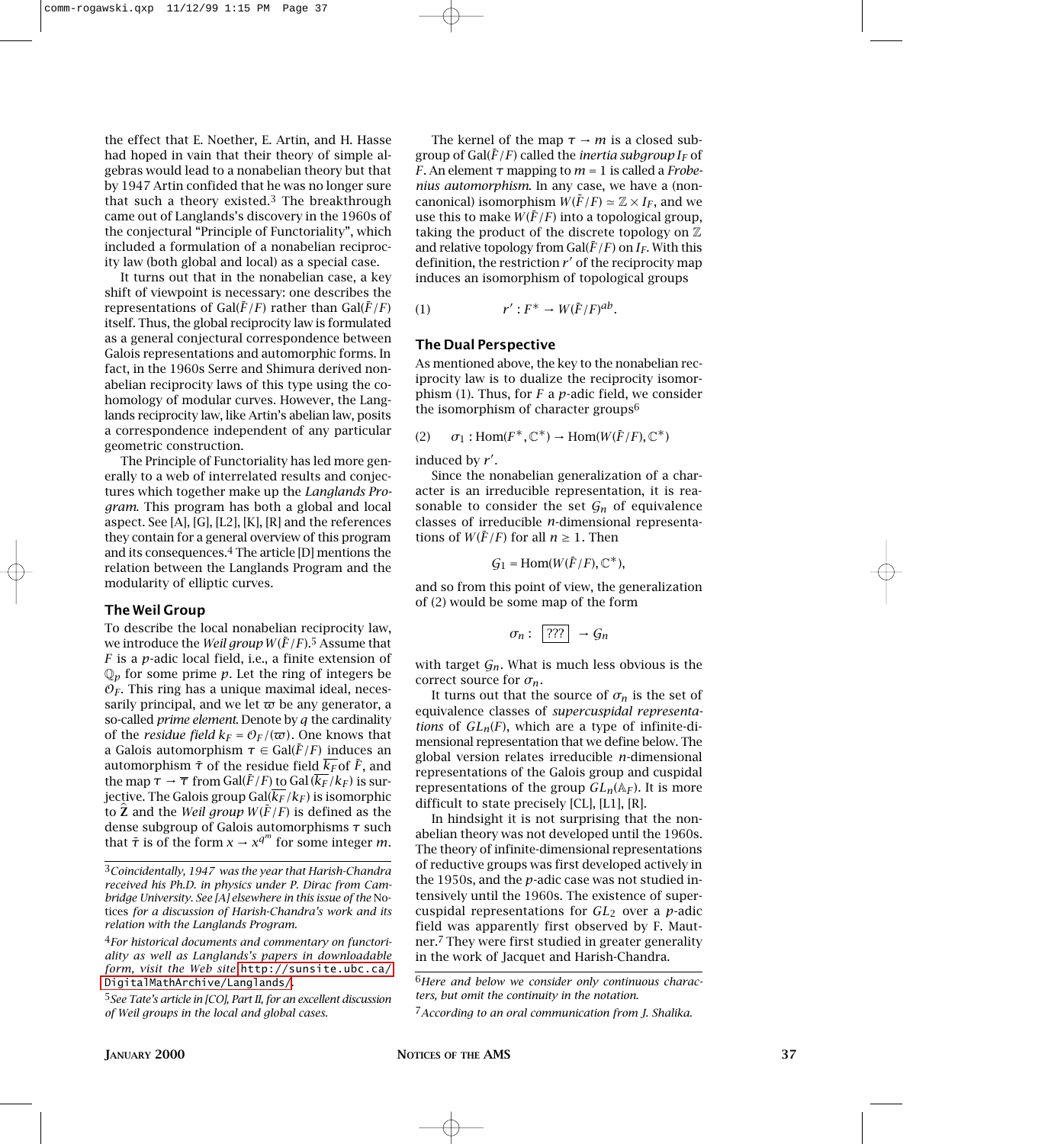the effect that E. Noether, E. Artin, and H. Hasse had hoped in vain that their theory of simple algebras would lead to a nonabelian theory but that by 1947 Artin confided that he was no longer sure that such a theory existed.[3] The breakthrough came out of Langlands's discovery in the 1960s of the conjectural "Principle of Functoriality", which included a formulation of a nonabelian reciprocity law (both global and local) as a special case.

It turns out that in the nonabelian case, a key shift of viewpoint is necessary: one describes the representations of $\mathrm{Gal}(\bar{F}/F)$ rather than $\mathrm{Gal}(\bar{F}/F)$ itself. Thus, the global reciprocity law is formulated as a general conjectural correspondence between Galois representations and automorphic forms. In fact, in the 1960s Serre and Shimura derived nonabelian reciprocity laws of this type using the cohomology of modular curves. However, the Langlands reciprocity law, like Artin's abelian law, posits a correspondence independent of any particular geometric construction.

The Principle of Functoriality has led more generally to a web of interrelated results and conjectures which together make up the *Langlands Program*. This program has both a global and local aspect. See [A], [G], [L2], [K], [R] and the references they contain for a general overview of this program and its consequences.[4] The article [D] mentions the relation between the Langlands Program and the modularity of elliptic curves.

## The Weil Group

To describe the local nonabelian reciprocity law, we introduce the *Weil group* $W(\bar{F}/F)$.[5] Assume that $F$ is a $p$-adic local field, i.e., a finite extension of $\mathbb{Q}_p$ for some prime $p$. Let the ring of integers be $\mathcal{O}_F$. This ring has a unique maximal ideal, necessarily principal, and we let $\varpi$ be any generator, a so-called *prime element*. Denote by $q$ the cardinality of the *residue field* $k_F = \mathcal{O}_F/(\varpi)$. One knows that a Galois automorphism $\tau \in \mathrm{Gal}(\bar{F}/F)$ induces an automorphism $\bar{\tau}$ of the residue field $\overline{k_F}$ of $\bar{F}$, and the map $\tau \to \overline{\tau}$ from $\mathrm{Gal}(\bar{F}/F)$ to $\mathrm{Gal}(\overline{k_F}/k_F)$ is surjective. The Galois group $\mathrm{Gal}(\overline{k_F}/k_F)$ is isomorphic to $\hat{\mathbf{Z}}$ and the *Weil group* $W(\bar{F}/F)$ is defined as the dense subgroup of Galois automorphisms $\tau$ such that $\bar{\tau}$ is of the form $x \to x^{q^m}$ for some integer $m$.

The kernel of the map $\tau \to m$ is a closed subgroup of $\mathrm{Gal}(\bar{F}/F)$ called the *inertia subgroup* $I_F$ of $F$. An element $\tau$ mapping to $m = 1$ is called a *Frobenius automorphism*. In any case, we have a (noncanonical) isomorphism $W(\bar{F}/F) \simeq \mathbb{Z} \times I_F$, and we use this to make $W(\bar{F}/F)$ into a topological group, taking the product of the discrete topology on $\mathbb{Z}$ and relative topology from $\mathrm{Gal}(\bar{F}/F)$ on $I_F$. With this definition, the restriction $r'$ of the reciprocity map induces an isomorphism of topological groups

$$r' : F^* \to W(\bar{F}/F)^{ab}. \tag{1}$$

## The Dual Perspective

As mentioned above, the key to the nonabelian reciprocity law is to dualize the reciprocity isomorphism (1). Thus, for $F$ a $p$-adic field, we consider the isomorphism of character groups[6]

$$\sigma_1 : \mathrm{Hom}(F^*, \mathbb{C}^*) \to \mathrm{Hom}(W(\bar{F}/F), \mathbb{C}^*) \tag{2}$$

induced by $r'$.

Since the nonabelian generalization of a character is an irreducible representation, it is reasonable to consider the set $\mathcal{G}_n$ of equivalence classes of irreducible $n$-dimensional representations of $W(\bar{F}/F)$ for all $n \geq 1$. Then

$$\mathcal{G}_1 = \mathrm{Hom}(W(\bar{F}/F), \mathbb{C}^*),$$

and so from this point of view, the generalization of (2) would be some map of the form

$$\sigma_n : \boxed{???} \to \mathcal{G}_n$$

with target $\mathcal{G}_n$. What is much less obvious is the correct source for $\sigma_n$.

It turns out that the source of $\sigma_n$ is the set of equivalence classes of *supercuspidal representations* of $GL_n(F)$, which are a type of infinite-dimensional representation that we define below. The global version relates irreducible $n$-dimensional representations of the Galois group and cuspidal representations of the group $GL_n(\mathbb{A}_F)$. It is more difficult to state precisely [CL], [L1], [R].

In hindsight it is not surprising that the nonabelian theory was not developed until the 1960s. The theory of infinite-dimensional representations of reductive groups was first developed actively in the 1950s, and the $p$-adic case was not studied intensively until the 1960s. The existence of supercuspidal representations for $GL_2$ over a $p$-adic field was apparently first observed by F. Mautner.[7] They were first studied in greater generality in the work of Jacquet and Harish-Chandra.

---

[3] *Coincidentally, 1947 was the year that Harish-Chandra received his Ph.D. in physics under P. Dirac from Cambridge University. See [A] elsewhere in this issue of the* Notices *for a discussion of Harish-Chandra's work and its relation with the Langlands Program.*

[4] *For historical documents and commentary on functoriality as well as Langlands's papers in downloadable form, visit the Web site* http://sunsite.ubc.ca/DigitalMathArchive/Langlands/.

[5] *See Tate's article in [CO], Part II, for an excellent discussion of Weil groups in the local and global cases.*

[6] *Here and below we consider only continuous characters, but omit the continuity in the notation.*

[7] *According to an oral communication from J. Shalika.*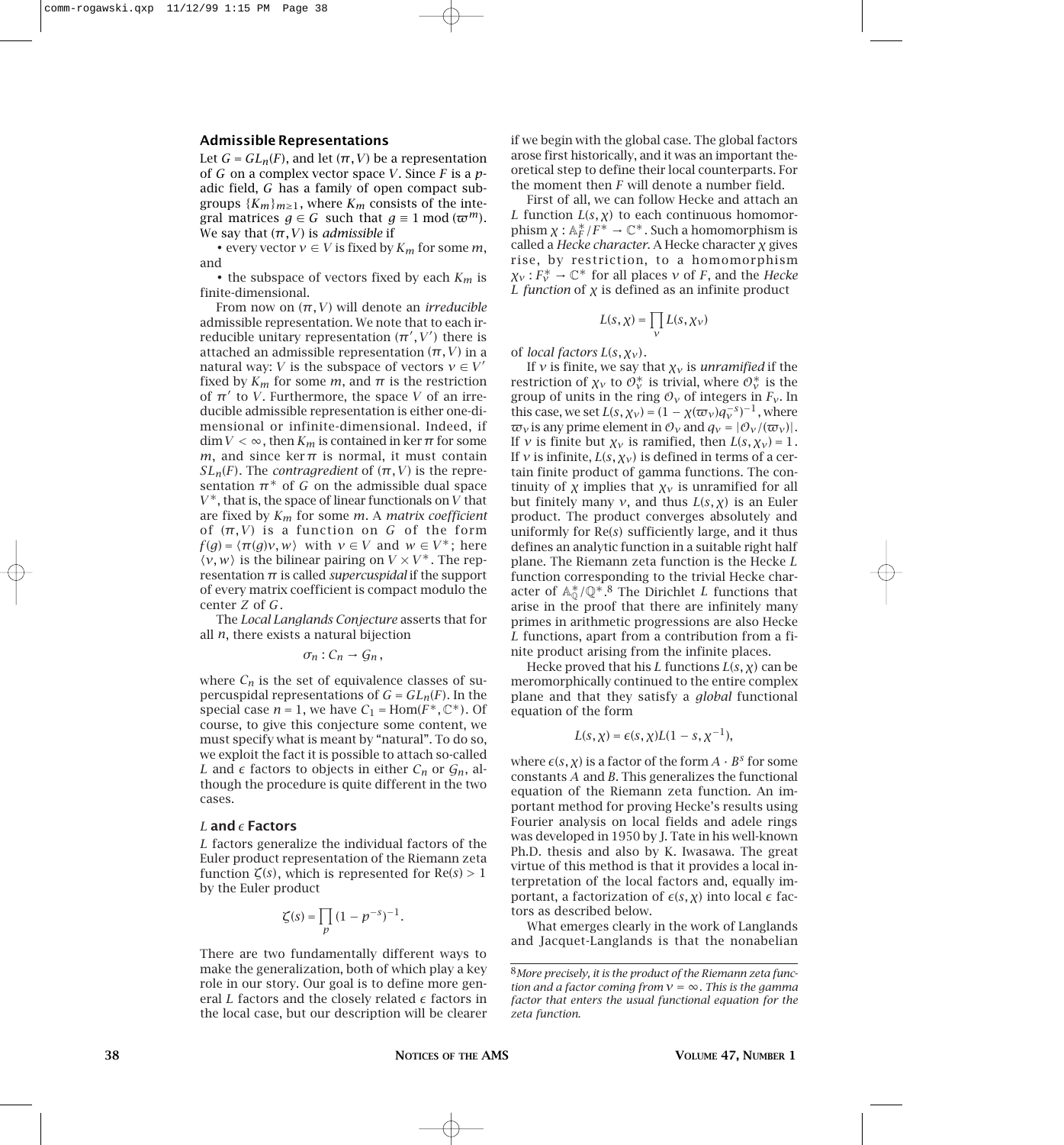## Admissible Representations

Let $G = GL_n(F)$, and let $(\pi, V)$ be a representation of $G$ on a complex vector space $V$. Since $F$ is a $p$-adic field, $G$ has a family of open compact subgroups $\{K_m\}_{m \geq 1}$, where $K_m$ consists of the integral matrices $g \in G$ such that $g \equiv 1 \bmod (\varpi^m)$. We say that $(\pi, V)$ is *admissible* if

- every vector $v \in V$ is fixed by $K_m$ for some $m$, and
- the subspace of vectors fixed by each $K_m$ is finite-dimensional.

From now on $(\pi, V)$ will denote an *irreducible* admissible representation. We note that to each irreducible unitary representation $(\pi', V')$ there is attached an admissible representation $(\pi, V)$ in a natural way: $V$ is the subspace of vectors $v \in V'$ fixed by $K_m$ for some $m$, and $\pi$ is the restriction of $\pi'$ to $V$. Furthermore, the space $V$ of an irreducible admissible representation is either one-dimensional or infinite-dimensional. Indeed, if $\dim V < \infty$, then $K_m$ is contained in $\ker \pi$ for some $m$, and since $\ker \pi$ is normal, it must contain $SL_n(F)$. The *contragredient* of $(\pi, V)$ is the representation $\pi^*$ of $G$ on the admissible dual space $V^*$, that is, the space of linear functionals on $V$ that are fixed by $K_m$ for some $m$. A *matrix coefficient* of $(\pi, V)$ is a function on $G$ of the form $f(g) = \langle \pi(g)v, w \rangle$ with $v \in V$ and $w \in V^*$; here $\langle v, w \rangle$ is the bilinear pairing on $V \times V^*$. The representation $\pi$ is called *supercuspidal* if the support of every matrix coefficient is compact modulo the center $Z$ of $G$.

The *Local Langlands Conjecture* asserts that for all $n$, there exists a natural bijection

$$\sigma_n : C_n \to \mathcal{G}_n,$$

where $C_n$ is the set of equivalence classes of supercuspidal representations of $G = GL_n(F)$. In the special case $n = 1$, we have $C_1 = \mathrm{Hom}(F^*, \mathbb{C}^*)$. Of course, to give this conjecture some content, we must specify what is meant by "natural". To do so, we exploit the fact it is possible to attach so-called $L$ and $\epsilon$ factors to objects in either $C_n$ or $\mathcal{G}_n$, although the procedure is quite different in the two cases.

## $L$ and $\epsilon$ Factors

$L$ factors generalize the individual factors of the Euler product representation of the Riemann zeta function $\zeta(s)$, which is represented for $\mathrm{Re}(s) > 1$ by the Euler product

$$\zeta(s) = \prod_p (1 - p^{-s})^{-1}.$$

There are two fundamentally different ways to make the generalization, both of which play a key role in our story. Our goal is to define more general $L$ factors and the closely related $\epsilon$ factors in the local case, but our description will be clearer if we begin with the global case. The global factors arose first historically, and it was an important theoretical step to define their local counterparts. For the moment then $F$ will denote a number field.

First of all, we can follow Hecke and attach an $L$ function $L(s, \chi)$ to each continuous homomorphism $\chi : \mathbb{A}_F^*/F^* \to \mathbb{C}^*$. Such a homomorphism is called a *Hecke character*. A Hecke character $\chi$ gives rise, by restriction, to a homomorphism $\chi_v : F_v^* \to \mathbb{C}^*$ for all places $v$ of $F$, and the *Hecke L function* of $\chi$ is defined as an infinite product

$$L(s, \chi) = \prod_v L(s, \chi_v)$$

of *local factors* $L(s, \chi_v)$.

If $v$ is finite, we say that $\chi_v$ is *unramified* if the restriction of $\chi_v$ to $\mathcal{O}_v^*$ is trivial, where $\mathcal{O}_v^*$ is the group of units in the ring $\mathcal{O}_v$ of integers in $F_v$. In this case, we set $L(s, \chi_v) = (1 - \chi(\varpi_v) q_v^{-s})^{-1}$, where $\varpi_v$ is any prime element in $\mathcal{O}_v$ and $q_v = |\mathcal{O}_v/(\varpi_v)|$. If $v$ is finite but $\chi_v$ is ramified, then $L(s, \chi_v) = 1$. If $v$ is infinite, $L(s, \chi_v)$ is defined in terms of a certain finite product of gamma functions. The continuity of $\chi$ implies that $\chi_v$ is unramified for all but finitely many $v$, and thus $L(s, \chi)$ is an Euler product. The product converges absolutely and uniformly for $\mathrm{Re}(s)$ sufficiently large, and it thus defines an analytic function in a suitable right half plane. The Riemann zeta function is the Hecke $L$ function corresponding to the trivial Hecke character of $\mathbb{A}_{\mathbb{Q}}^*/\mathbb{Q}^*$.[8] The Dirichlet $L$ functions that arise in the proof that there are infinitely many primes in arithmetic progressions are also Hecke $L$ functions, apart from a contribution from a finite product arising from the infinite places.

Hecke proved that his $L$ functions $L(s, \chi)$ can be meromorphically continued to the entire complex plane and that they satisfy a *global* functional equation of the form

$$L(s, \chi) = \epsilon(s, \chi) L(1 - s, \chi^{-1}),$$

where $\epsilon(s, \chi)$ is a factor of the form $A \cdot B^s$ for some constants $A$ and $B$. This generalizes the functional equation of the Riemann zeta function. An important method for proving Hecke's results using Fourier analysis on local fields and adele rings was developed in 1950 by J. Tate in his well-known Ph.D. thesis and also by K. Iwasawa. The great virtue of this method is that it provides a local interpretation of the local factors and, equally important, a factorization of $\epsilon(s, \chi)$ into local $\epsilon$ factors as described below.

What emerges clearly in the work of Langlands and Jacquet-Langlands is that the nonabelian

---

[8] *More precisely, it is the product of the Riemann zeta function and a factor coming from $v = \infty$. This is the gamma factor that enters the usual functional equation for the zeta function.*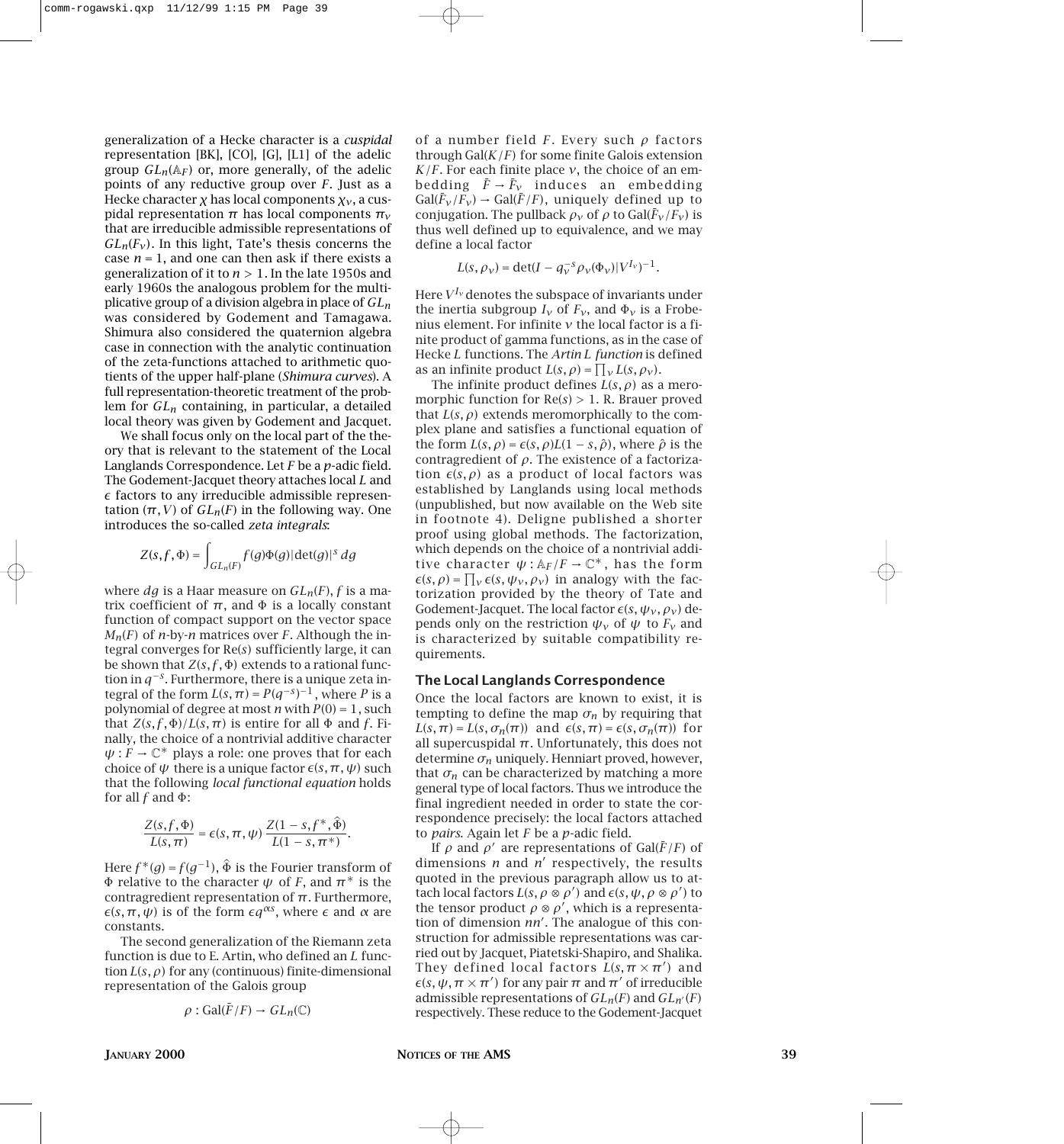generalization of a Hecke character is a *cuspidal* representation [BK], [CO], [G], [L1] of the adelic group $GL_n(\mathbb{A}_F)$ or, more generally, of the adelic points of any reductive group over $F$. Just as a Hecke character $\chi$ has local components $\chi_v$, a cuspidal representation $\pi$ has local components $\pi_v$ that are irreducible admissible representations of $GL_n(F_v)$. In this light, Tate's thesis concerns the case $n = 1$, and one can then ask if there exists a generalization of it to $n > 1$. In the late 1950s and early 1960s the analogous problem for the multiplicative group of a division algebra in place of $GL_n$ was considered by Godement and Tamagawa. Shimura also considered the quaternion algebra case in connection with the analytic continuation of the zeta-functions attached to arithmetic quotients of the upper half-plane (*Shimura curves*). A full representation-theoretic treatment of the problem for $GL_n$ containing, in particular, a detailed local theory was given by Godement and Jacquet.

We shall focus only on the local part of the theory that is relevant to the statement of the Local Langlands Correspondence. Let $F$ be a $p$-adic field. The Godement-Jacquet theory attaches local $L$ and $\epsilon$ factors to any irreducible admissible representation $(\pi, V)$ of $GL_n(F)$ in the following way. One introduces the so-called *zeta integrals*:

$$Z(s, f, \Phi) = \int_{GL_n(F)} f(g)\Phi(g)|\det(g)|^s\, dg$$

where $dg$ is a Haar measure on $GL_n(F)$, $f$ is a matrix coefficient of $\pi$, and $\Phi$ is a locally constant function of compact support on the vector space $M_n(F)$ of $n$-by-$n$ matrices over $F$. Although the integral converges for $\mathrm{Re}(s)$ sufficiently large, it can be shown that $Z(s, f, \Phi)$ extends to a rational function in $q^{-s}$. Furthermore, there is a unique zeta integral of the form $L(s, \pi) = P(q^{-s})^{-1}$, where $P$ is a polynomial of degree at most $n$ with $P(0) = 1$, such that $Z(s, f, \Phi)/L(s, \pi)$ is entire for all $\Phi$ and $f$. Finally, the choice of a nontrivial additive character $\psi : F \to \mathbb{C}^*$ plays a role: one proves that for each choice of $\psi$ there is a unique factor $\epsilon(s, \pi, \psi)$ such that the following *local functional equation* holds for all $f$ and $\Phi$:

$$\frac{Z(s, f, \Phi)}{L(s, \pi)} = \epsilon(s, \pi, \psi)\,\frac{Z(1 - s, f^*, \hat{\Phi})}{L(1 - s, \pi^*)}.$$

Here $f^*(g) = f(g^{-1})$, $\hat{\Phi}$ is the Fourier transform of $\Phi$ relative to the character $\psi$ of $F$, and $\pi^*$ is the contragredient representation of $\pi$. Furthermore, $\epsilon(s, \pi, \psi)$ is of the form $\epsilon q^{\alpha s}$, where $\epsilon$ and $\alpha$ are constants.

The second generalization of the Riemann zeta function is due to E. Artin, who defined an $L$ function $L(s, \rho)$ for any (continuous) finite-dimensional representation of the Galois group

$$\rho : \mathrm{Gal}(\bar{F}/F) \to GL_n(\mathbb{C})$$

of a number field $F$. Every such $\rho$ factors through $\mathrm{Gal}(K/F)$ for some finite Galois extension $K/F$. For each finite place $v$, the choice of an embedding $\bar{F} \to \bar{F}_v$ induces an embedding $\mathrm{Gal}(\bar{F}_v/F_v) \to \mathrm{Gal}(\bar{F}/F)$, uniquely defined up to conjugation. The pullback $\rho_v$ of $\rho$ to $\mathrm{Gal}(\bar{F}_v/F_v)$ is thus well defined up to equivalence, and we may define a local factor

$$L(s, \rho_v) = \det(I - q_v^{-s}\rho_v(\Phi_v)|V^{I_v})^{-1}.$$

Here $V^{I_v}$ denotes the subspace of invariants under the inertia subgroup $I_v$ of $F_v$, and $\Phi_v$ is a Frobenius element. For infinite $v$ the local factor is a finite product of gamma functions, as in the case of Hecke $L$ functions. The *Artin L function* is defined as an infinite product $L(s, \rho) = \prod_v L(s, \rho_v)$.

The infinite product defines $L(s, \rho)$ as a meromorphic function for $\mathrm{Re}(s) > 1$. R. Brauer proved that $L(s, \rho)$ extends meromorphically to the complex plane and satisfies a functional equation of the form $L(s, \rho) = \epsilon(s, \rho)L(1 - s, \hat{\rho})$, where $\hat{\rho}$ is the contragredient of $\rho$. The existence of a factorization $\epsilon(s, \rho)$ as a product of local factors was established by Langlands using local methods (unpublished, but now available on the Web site in footnote 4). Deligne published a shorter proof using global methods. The factorization, which depends on the choice of a nontrivial additive character $\psi : \mathbb{A}_F/F \to \mathbb{C}^*$, has the form $\epsilon(s, \rho) = \prod_v \epsilon(s, \psi_v, \rho_v)$ in analogy with the factorization provided by the theory of Tate and Godement-Jacquet. The local factor $\epsilon(s, \psi_v, \rho_v)$ depends only on the restriction $\psi_v$ of $\psi$ to $F_v$ and is characterized by suitable compatibility requirements.

## The Local Langlands Correspondence

Once the local factors are known to exist, it is tempting to define the map $\sigma_n$ by requiring that $L(s, \pi) = L(s, \sigma_n(\pi))$ and $\epsilon(s, \pi) = \epsilon(s, \sigma_n(\pi))$ for all supercuspidal $\pi$. Unfortunately, this does not determine $\sigma_n$ uniquely. Henniart proved, however, that $\sigma_n$ can be characterized by matching a more general type of local factors. Thus we introduce the final ingredient needed in order to state the correspondence precisely: the local factors attached to *pairs*. Again let $F$ be a $p$-adic field.

If $\rho$ and $\rho'$ are representations of $\mathrm{Gal}(\bar{F}/F)$ of dimensions $n$ and $n'$ respectively, the results quoted in the previous paragraph allow us to attach local factors $L(s, \rho \otimes \rho')$ and $\epsilon(s, \psi, \rho \otimes \rho')$ to the tensor product $\rho \otimes \rho'$, which is a representation of dimension $nn'$. The analogue of this construction for admissible representations was carried out by Jacquet, Piatetski-Shapiro, and Shalika. They defined local factors $L(s, \pi \times \pi')$ and $\epsilon(s, \psi, \pi \times \pi')$ for any pair $\pi$ and $\pi'$ of irreducible admissible representations of $GL_n(F)$ and $GL_{n'}(F)$ respectively. These reduce to the Godement-Jacquet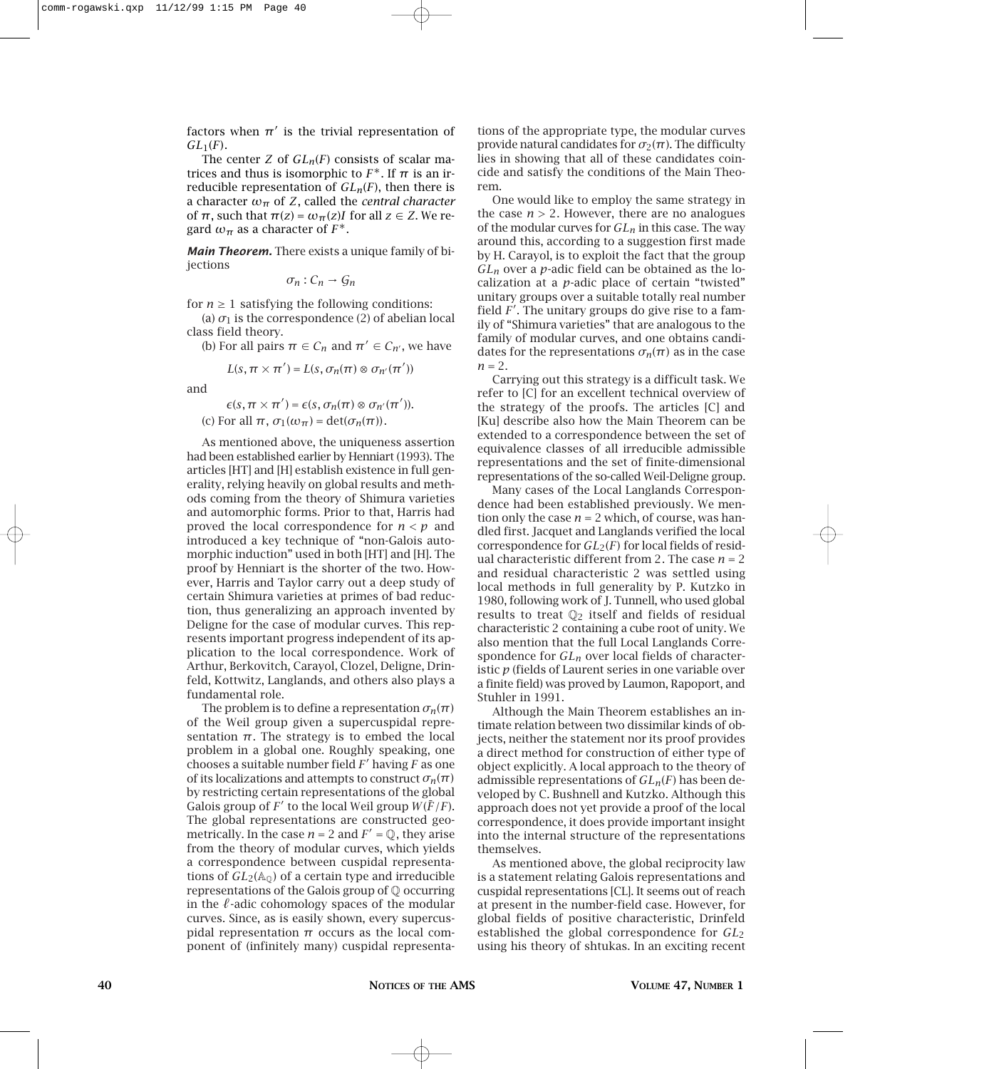factors when $\pi'$ is the trivial representation of $GL_1(F)$.

The center $Z$ of $GL_n(F)$ consists of scalar matrices and thus is isomorphic to $F^*$. If $\pi$ is an irreducible representation of $GL_n(F)$, then there is a character $\omega_\pi$ of $Z$, called the *central character* of $\pi$, such that $\pi(z) = \omega_\pi(z)I$ for all $z \in Z$. We regard $\omega_\pi$ as a character of $F^*$.

***Main Theorem.*** There exists a unique family of bijections

$$\sigma_n : C_n \to \mathcal{G}_n$$

for $n \geq 1$ satisfying the following conditions:

(a) $\sigma_1$ is the correspondence (2) of abelian local class field theory.

(b) For all pairs $\pi \in C_n$ and $\pi' \in C_{n'}$, we have

$$L(s, \pi \times \pi') = L(s, \sigma_n(\pi) \otimes \sigma_{n'}(\pi'))$$

and

$$\epsilon(s, \pi \times \pi') = \epsilon(s, \sigma_n(\pi) \otimes \sigma_{n'}(\pi')).$$

(c) For all $\pi$, $\sigma_1(\omega_\pi) = \det(\sigma_n(\pi))$.

As mentioned above, the uniqueness assertion had been established earlier by Henniart (1993). The articles [HT] and [H] establish existence in full generality, relying heavily on global results and methods coming from the theory of Shimura varieties and automorphic forms. Prior to that, Harris had proved the local correspondence for $n < p$ and introduced a key technique of "non-Galois automorphic induction" used in both [HT] and [H]. The proof by Henniart is the shorter of the two. However, Harris and Taylor carry out a deep study of certain Shimura varieties at primes of bad reduction, thus generalizing an approach invented by Deligne for the case of modular curves. This represents important progress independent of its application to the local correspondence. Work of Arthur, Berkovitch, Carayol, Clozel, Deligne, Drinfeld, Kottwitz, Langlands, and others also plays a fundamental role.

The problem is to define a representation $\sigma_n(\pi)$ of the Weil group given a supercuspidal representation $\pi$. The strategy is to embed the local problem in a global one. Roughly speaking, one chooses a suitable number field $F'$ having $F$ as one of its localizations and attempts to construct $\sigma_n(\pi)$ by restricting certain representations of the global Galois group of $F'$ to the local Weil group $W(\bar{F}/F)$. The global representations are constructed geometrically. In the case $n = 2$ and $F' = \mathbb{Q}$, they arise from the theory of modular curves, which yields a correspondence between cuspidal representations of $GL_2(\mathbb{A}_\mathbb{Q})$ of a certain type and irreducible representations of the Galois group of $\mathbb{Q}$ occurring in the $\ell$-adic cohomology spaces of the modular curves. Since, as is easily shown, every supercuspidal representation $\pi$ occurs as the local component of (infinitely many) cuspidal representations of the appropriate type, the modular curves provide natural candidates for $\sigma_2(\pi)$. The difficulty lies in showing that all of these candidates coincide and satisfy the conditions of the Main Theorem.

One would like to employ the same strategy in the case $n > 2$. However, there are no analogues of the modular curves for $GL_n$ in this case. The way around this, according to a suggestion first made by H. Carayol, is to exploit the fact that the group $GL_n$ over a $p$-adic field can be obtained as the localization at a $p$-adic place of certain "twisted" unitary groups over a suitable totally real number field $F'$. The unitary groups do give rise to a family of "Shimura varieties" that are analogous to the family of modular curves, and one obtains candidates for the representations $\sigma_n(\pi)$ as in the case $n = 2$.

Carrying out this strategy is a difficult task. We refer to [C] for an excellent technical overview of the strategy of the proofs. The articles [C] and [Ku] describe also how the Main Theorem can be extended to a correspondence between the set of equivalence classes of all irreducible admissible representations and the set of finite-dimensional representations of the so-called Weil-Deligne group.

Many cases of the Local Langlands Correspondence had been established previously. We mention only the case $n = 2$ which, of course, was handled first. Jacquet and Langlands verified the local correspondence for $GL_2(F)$ for local fields of residual characteristic different from 2. The case $n = 2$ and residual characteristic 2 was settled using local methods in full generality by P. Kutzko in 1980, following work of J. Tunnell, who used global results to treat $\mathbb{Q}_2$ itself and fields of residual characteristic 2 containing a cube root of unity. We also mention that the full Local Langlands Correspondence for $GL_n$ over local fields of characteristic $p$ (fields of Laurent series in one variable over a finite field) was proved by Laumon, Rapoport, and Stuhler in 1991.

Although the Main Theorem establishes an intimate relation between two dissimilar kinds of objects, neither the statement nor its proof provides a direct method for construction of either type of object explicitly. A local approach to the theory of admissible representations of $GL_n(F)$ has been developed by C. Bushnell and Kutzko. Although this approach does not yet provide a proof of the local correspondence, it does provide important insight into the internal structure of the representations themselves.

As mentioned above, the global reciprocity law is a statement relating Galois representations and cuspidal representations [CL]. It seems out of reach at present in the number-field case. However, for global fields of positive characteristic, Drinfeld established the global correspondence for $GL_2$ using his theory of shtukas. In an exciting recent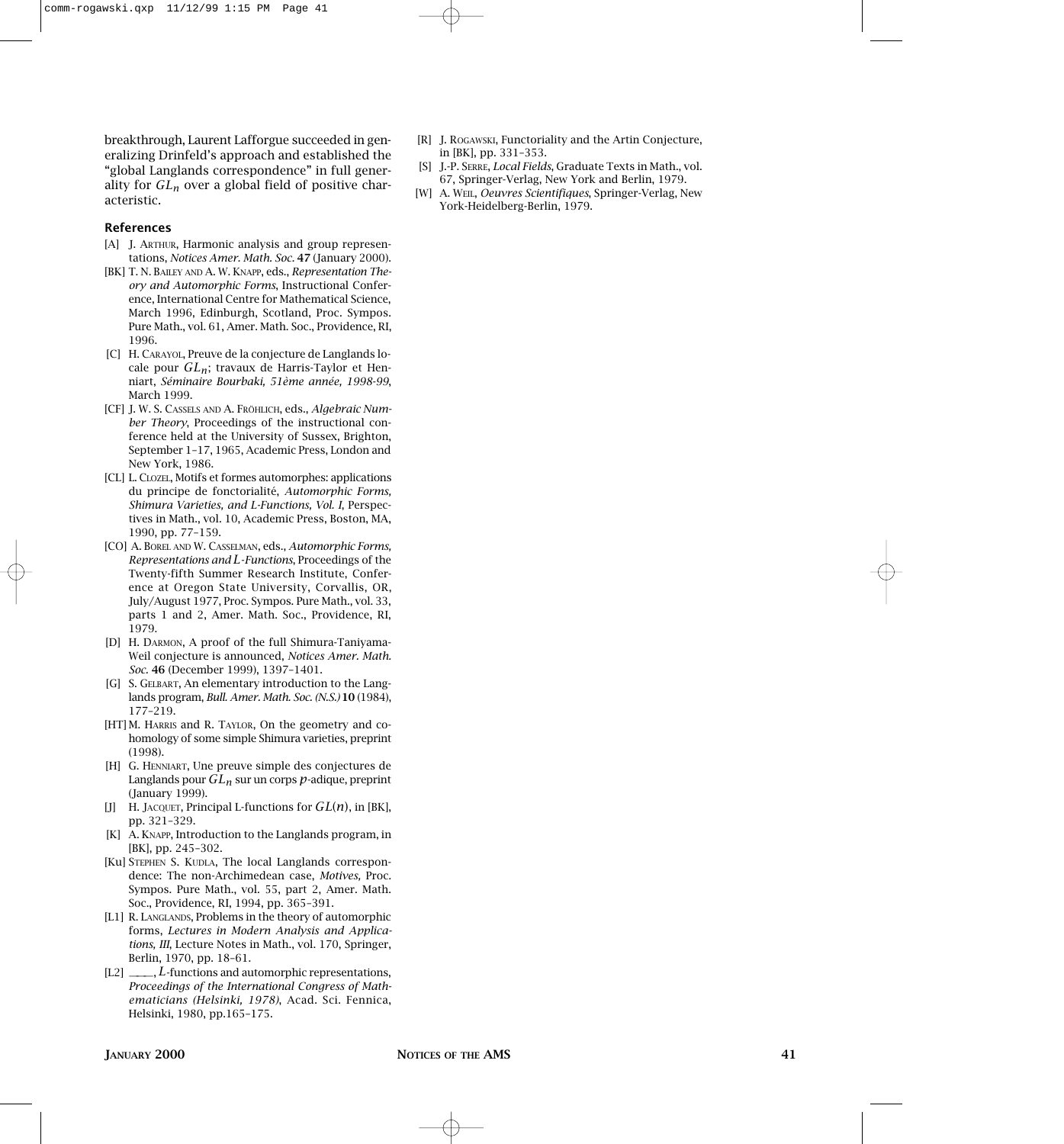breakthrough, Laurent Lafforgue succeeded in generalizing Drinfeld's approach and established the "global Langlands correspondence" in full generality for $GL_n$ over a global field of positive characteristic.

## References

[A] J. ARTHUR, Harmonic analysis and group representations, *Notices Amer. Math. Soc.* **47** (January 2000).

[BK] T. N. BAILEY AND A. W. KNAPP, eds., *Representation Theory and Automorphic Forms*, Instructional Conference, International Centre for Mathematical Science, March 1996, Edinburgh, Scotland, Proc. Sympos. Pure Math., vol. 61, Amer. Math. Soc., Providence, RI, 1996.

[C] H. CARAYOL, Preuve de la conjecture de Langlands locale pour $GL_n$; travaux de Harris-Taylor et Henniart, *Séminaire Bourbaki, 51ème année, 1998-99*, March 1999.

[CF] J. W. S. CASSELS AND A. FRÖHLICH, eds., *Algebraic Number Theory*, Proceedings of the instructional conference held at the University of Sussex, Brighton, September 1–17, 1965, Academic Press, London and New York, 1986.

[CL] L. CLOZEL, Motifs et formes automorphes: applications du principe de fonctorialité, *Automorphic Forms, Shimura Varieties, and L-Functions, Vol. I*, Perspectives in Math., vol. 10, Academic Press, Boston, MA, 1990, pp. 77–159.

[CO] A. BOREL AND W. CASSELMAN, eds., *Automorphic Forms, Representations and $L$-Functions*, Proceedings of the Twenty-fifth Summer Research Institute, Conference at Oregon State University, Corvallis, OR, July/August 1977, Proc. Sympos. Pure Math., vol. 33, parts 1 and 2, Amer. Math. Soc., Providence, RI, 1979.

[D] H. DARMON, A proof of the full Shimura-Taniyama-Weil conjecture is announced, *Notices Amer. Math. Soc.* **46** (December 1999), 1397–1401.

[G] S. GELBART, An elementary introduction to the Langlands program, *Bull. Amer. Math. Soc. (N.S.)* **10** (1984), 177–219.

[HT] M. HARRIS and R. TAYLOR, On the geometry and cohomology of some simple Shimura varieties, preprint (1998).

[H] G. HENNIART, Une preuve simple des conjectures de Langlands pour $GL_n$ sur un corps $p$-adique, preprint (January 1999).

[J] H. JACQUET, Principal L-functions for $GL(n)$, in [BK], pp. 321–329.

[K] A. KNAPP, Introduction to the Langlands program, in [BK], pp. 245–302.

[Ku] STEPHEN S. KUDLA, The local Langlands correspondence: The non-Archimedean case, *Motives,* Proc. Sympos. Pure Math., vol. 55, part 2, Amer. Math. Soc., Providence, RI, 1994, pp. 365–391.

[L1] R. LANGLANDS, Problems in the theory of automorphic forms, *Lectures in Modern Analysis and Applications, III*, Lecture Notes in Math., vol. 170, Springer, Berlin, 1970, pp. 18–61.

[L2] ———, $L$-functions and automorphic representations, *Proceedings of the International Congress of Mathematicians (Helsinki, 1978)*, Acad. Sci. Fennica, Helsinki, 1980, pp.165–175.

[R] J. ROGAWSKI, Functoriality and the Artin Conjecture, in [BK], pp. 331–353.

[S] J.-P. SERRE, *Local Fields*, Graduate Texts in Math., vol. 67, Springer-Verlag, New York and Berlin, 1979.

[W] A. WEIL, *Oeuvres Scientifiques*, Springer-Verlag, New York-Heidelberg-Berlin, 1979.